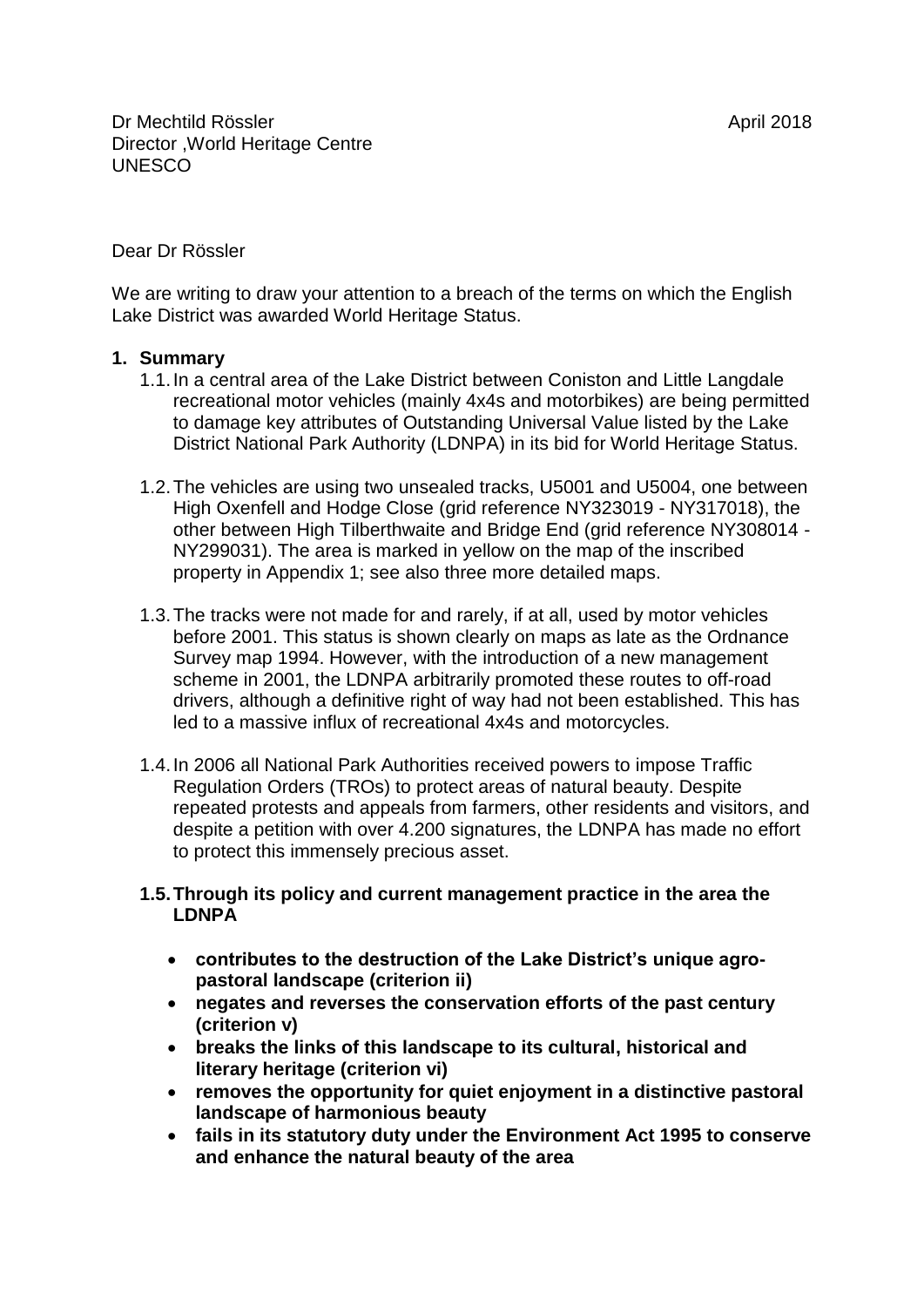Dr Mechtild Rössler
Director ,World Heritage Centre
UNESCO

April 2018

Dear Dr Rössler

We are writing to draw your attention to a breach of the terms on which the English Lake District was awarded World Heritage Status.

1. **Summary**
   1.1. In a central area of the Lake District between Coniston and Little Langdale recreational motor vehicles (mainly 4x4s and motorbikes) are being permitted to damage key attributes of Outstanding Universal Value listed by the Lake District National Park Authority (LDNPA) in its bid for World Heritage Status.

   1.2. The vehicles are using two unsealed tracks, U5001 and U5004, one between High Oxenfell and Hodge Close (grid reference NY323019 - NY317018), the other between High Tilberthwaite and Bridge End (grid reference NY308014 - NY299031). The area is marked in yellow on the map of the inscribed property in Appendix 1; see also three more detailed maps.

   1.3. The tracks were not made for and rarely, if at all, used by motor vehicles before 2001. This status is shown clearly on maps as late as the Ordnance Survey map 1994. However, with the introduction of a new management scheme in 2001, the LDNPA arbitrarily promoted these routes to off-road drivers, although a definitive right of way had not been established. This has led to a massive influx of recreational 4x4s and motorcycles.

   1.4. In 2006 all National Park Authorities received powers to impose Traffic Regulation Orders (TROs) to protect areas of natural beauty. Despite repeated protests and appeals from farmers, other residents and visitors, and despite a petition with over 4.200 signatures, the LDNPA has made no effort to protect this immensely precious asset.

   1.5. **Through its policy and current management practice in the area the LDNPA**

   - **contributes to the destruction of the Lake District's unique agro-pastoral landscape (criterion ii)**
   - **negates and reverses the conservation efforts of the past century (criterion v)**
   - **breaks the links of this landscape to its cultural, historical and literary heritage (criterion vi)**
   - **removes the opportunity for quiet enjoyment in a distinctive pastoral landscape of harmonious beauty**
   - **fails in its statutory duty under the Environment Act 1995 to conserve and enhance the natural beauty of the area**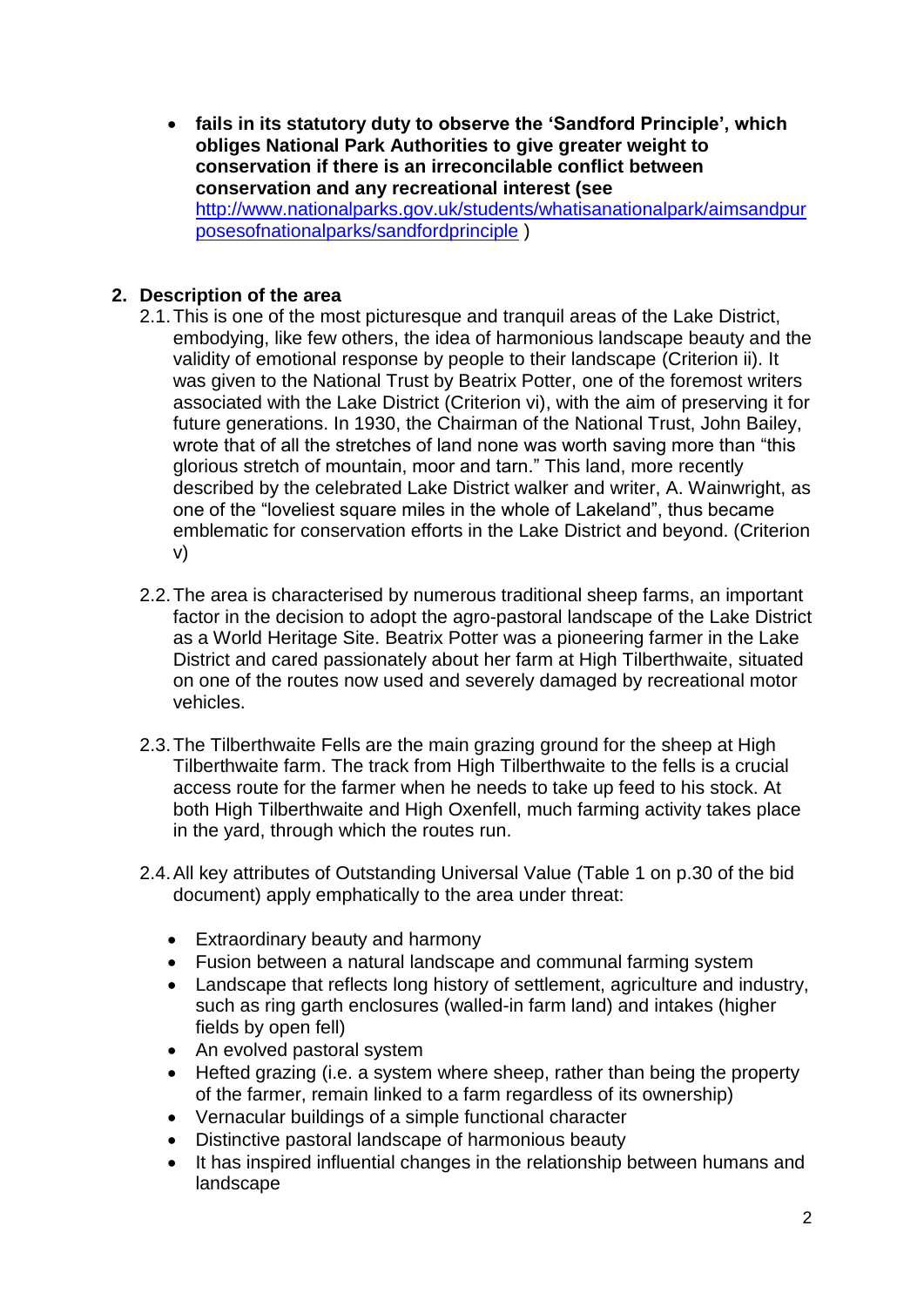- **fails in its statutory duty to observe the 'Sandford Principle', which obliges National Park Authorities to give greater weight to conservation if there is an irreconcilable conflict between conservation and any recreational interest (see** [http://www.nationalparks.gov.uk/students/whatisanationalpark/aimsandpurposesofnationalparks/sandfordprinciple](http://www.nationalparks.gov.uk/students/whatisanationalpark/aimsandpurposesofnationalparks/sandfordprinciple) )

## 2. Description of the area

2.1. This is one of the most picturesque and tranquil areas of the Lake District, embodying, like few others, the idea of harmonious landscape beauty and the validity of emotional response by people to their landscape (Criterion ii). It was given to the National Trust by Beatrix Potter, one of the foremost writers associated with the Lake District (Criterion vi), with the aim of preserving it for future generations. In 1930, the Chairman of the National Trust, John Bailey, wrote that of all the stretches of land none was worth saving more than "this glorious stretch of mountain, moor and tarn." This land, more recently described by the celebrated Lake District walker and writer, A. Wainwright, as one of the "loveliest square miles in the whole of Lakeland", thus became emblematic for conservation efforts in the Lake District and beyond. (Criterion v)

2.2. The area is characterised by numerous traditional sheep farms, an important factor in the decision to adopt the agro-pastoral landscape of the Lake District as a World Heritage Site. Beatrix Potter was a pioneering farmer in the Lake District and cared passionately about her farm at High Tilberthwaite, situated on one of the routes now used and severely damaged by recreational motor vehicles.

2.3. The Tilberthwaite Fells are the main grazing ground for the sheep at High Tilberthwaite farm. The track from High Tilberthwaite to the fells is a crucial access route for the farmer when he needs to take up feed to his stock. At both High Tilberthwaite and High Oxenfell, much farming activity takes place in the yard, through which the routes run.

2.4. All key attributes of Outstanding Universal Value (Table 1 on p.30 of the bid document) apply emphatically to the area under threat:

- Extraordinary beauty and harmony
- Fusion between a natural landscape and communal farming system
- Landscape that reflects long history of settlement, agriculture and industry, such as ring garth enclosures (walled-in farm land) and intakes (higher fields by open fell)
- An evolved pastoral system
- Hefted grazing (i.e. a system where sheep, rather than being the property of the farmer, remain linked to a farm regardless of its ownership)
- Vernacular buildings of a simple functional character
- Distinctive pastoral landscape of harmonious beauty
- It has inspired influential changes in the relationship between humans and landscape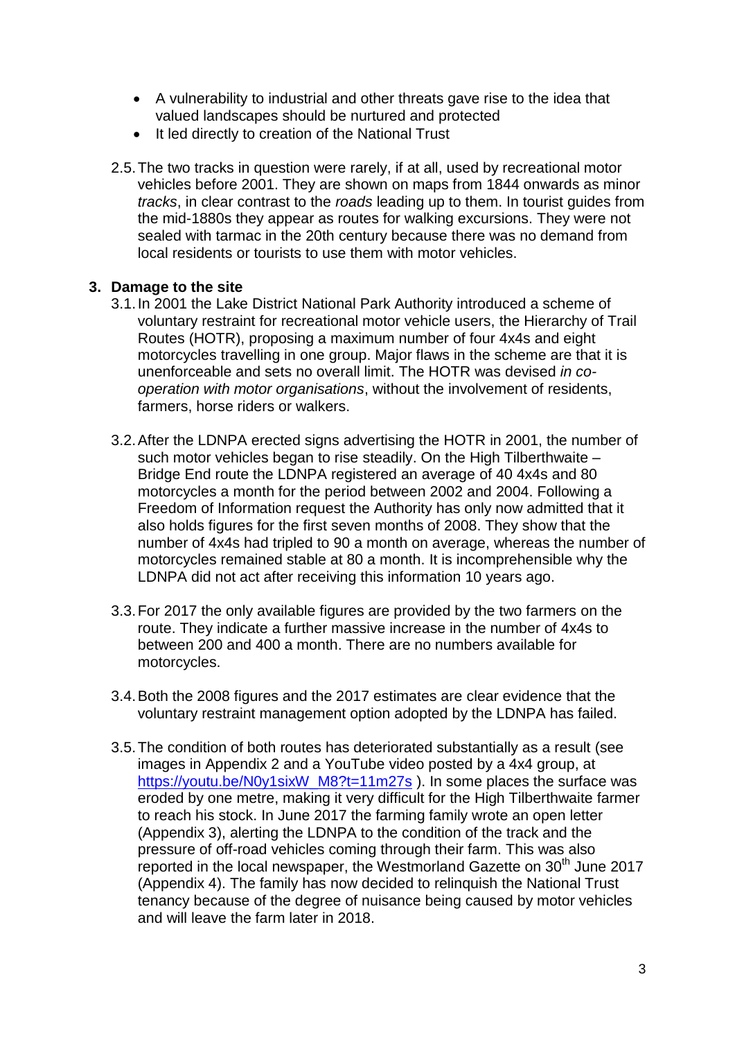- A vulnerability to industrial and other threats gave rise to the idea that valued landscapes should be nurtured and protected
- It led directly to creation of the National Trust

2.5. The two tracks in question were rarely, if at all, used by recreational motor vehicles before 2001. They are shown on maps from 1844 onwards as minor *tracks*, in clear contrast to the *roads* leading up to them. In tourist guides from the mid-1880s they appear as routes for walking excursions. They were not sealed with tarmac in the 20th century because there was no demand from local residents or tourists to use them with motor vehicles.

## 3. Damage to the site

3.1. In 2001 the Lake District National Park Authority introduced a scheme of voluntary restraint for recreational motor vehicle users, the Hierarchy of Trail Routes (HOTR), proposing a maximum number of four 4x4s and eight motorcycles travelling in one group. Major flaws in the scheme are that it is unenforceable and sets no overall limit. The HOTR was devised *in co-operation with motor organisations*, without the involvement of residents, farmers, horse riders or walkers.

3.2. After the LDNPA erected signs advertising the HOTR in 2001, the number of such motor vehicles began to rise steadily. On the High Tilberthwaite – Bridge End route the LDNPA registered an average of 40 4x4s and 80 motorcycles a month for the period between 2002 and 2004. Following a Freedom of Information request the Authority has only now admitted that it also holds figures for the first seven months of 2008. They show that the number of 4x4s had tripled to 90 a month on average, whereas the number of motorcycles remained stable at 80 a month. It is incomprehensible why the LDNPA did not act after receiving this information 10 years ago.

3.3. For 2017 the only available figures are provided by the two farmers on the route. They indicate a further massive increase in the number of 4x4s to between 200 and 400 a month. There are no numbers available for motorcycles.

3.4. Both the 2008 figures and the 2017 estimates are clear evidence that the voluntary restraint management option adopted by the LDNPA has failed.

3.5. The condition of both routes has deteriorated substantially as a result (see images in Appendix 2 and a YouTube video posted by a 4x4 group, at https://youtu.be/N0y1sixW_M8?t=11m27s ). In some places the surface was eroded by one metre, making it very difficult for the High Tilberthwaite farmer to reach his stock. In June 2017 the farming family wrote an open letter (Appendix 3), alerting the LDNPA to the condition of the track and the pressure of off-road vehicles coming through their farm. This was also reported in the local newspaper, the Westmorland Gazette on 30th June 2017 (Appendix 4). The family has now decided to relinquish the National Trust tenancy because of the degree of nuisance being caused by motor vehicles and will leave the farm later in 2018.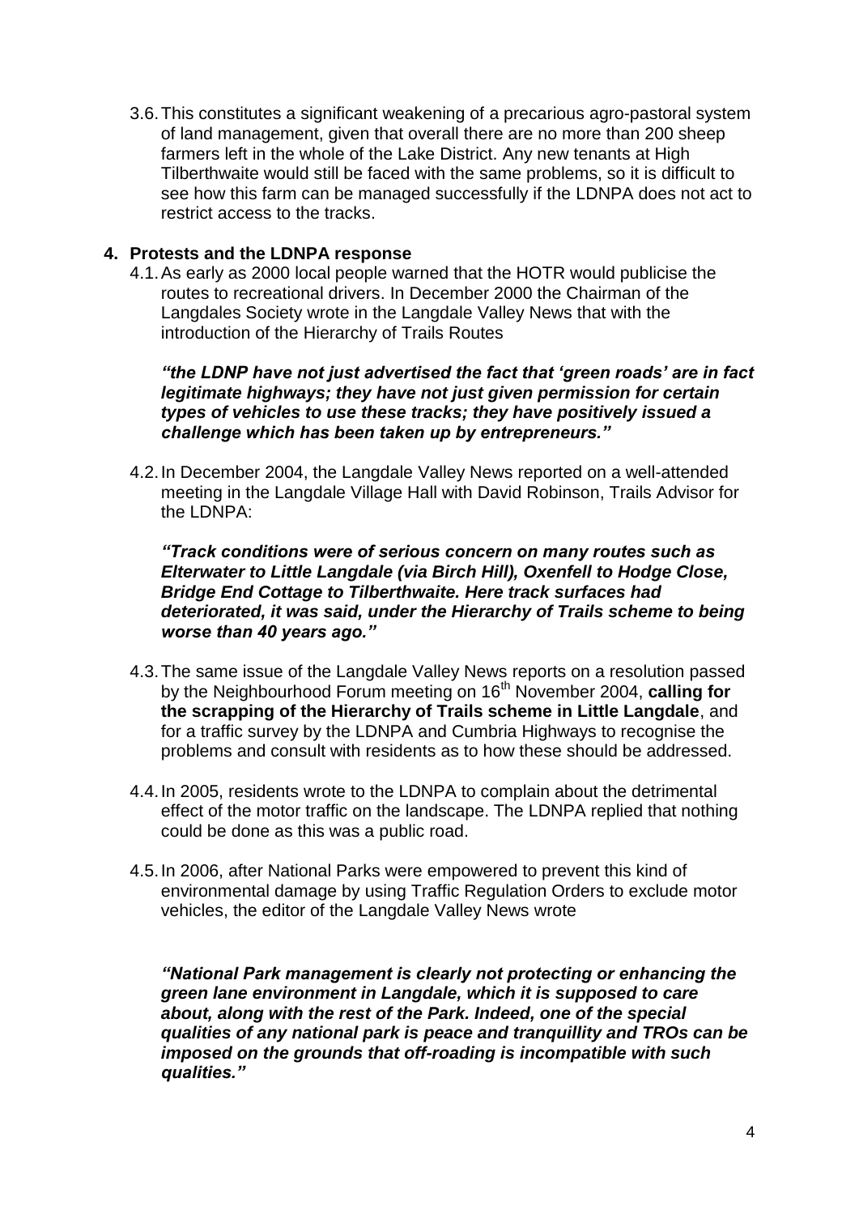3.6. This constitutes a significant weakening of a precarious agro-pastoral system of land management, given that overall there are no more than 200 sheep farmers left in the whole of the Lake District. Any new tenants at High Tilberthwaite would still be faced with the same problems, so it is difficult to see how this farm can be managed successfully if the LDNPA does not act to restrict access to the tracks.

## 4. Protests and the LDNPA response

4.1. As early as 2000 local people warned that the HOTR would publicise the routes to recreational drivers. In December 2000 the Chairman of the Langdales Society wrote in the Langdale Valley News that with the introduction of the Hierarchy of Trails Routes

***"the LDNP have not just advertised the fact that 'green roads' are in fact legitimate highways; they have not just given permission for certain types of vehicles to use these tracks; they have positively issued a challenge which has been taken up by entrepreneurs."***

4.2. In December 2004, the Langdale Valley News reported on a well-attended meeting in the Langdale Village Hall with David Robinson, Trails Advisor for the LDNPA:

***"Track conditions were of serious concern on many routes such as Elterwater to Little Langdale (via Birch Hill), Oxenfell to Hodge Close, Bridge End Cottage to Tilberthwaite. Here track surfaces had deteriorated, it was said, under the Hierarchy of Trails scheme to being worse than 40 years ago."***

4.3. The same issue of the Langdale Valley News reports on a resolution passed by the Neighbourhood Forum meeting on 16th November 2004, **calling for the scrapping of the Hierarchy of Trails scheme in Little Langdale**, and for a traffic survey by the LDNPA and Cumbria Highways to recognise the problems and consult with residents as to how these should be addressed.

4.4. In 2005, residents wrote to the LDNPA to complain about the detrimental effect of the motor traffic on the landscape. The LDNPA replied that nothing could be done as this was a public road.

4.5. In 2006, after National Parks were empowered to prevent this kind of environmental damage by using Traffic Regulation Orders to exclude motor vehicles, the editor of the Langdale Valley News wrote

***"National Park management is clearly not protecting or enhancing the green lane environment in Langdale, which it is supposed to care about, along with the rest of the Park. Indeed, one of the special qualities of any national park is peace and tranquillity and TROs can be imposed on the grounds that off-roading is incompatible with such qualities."***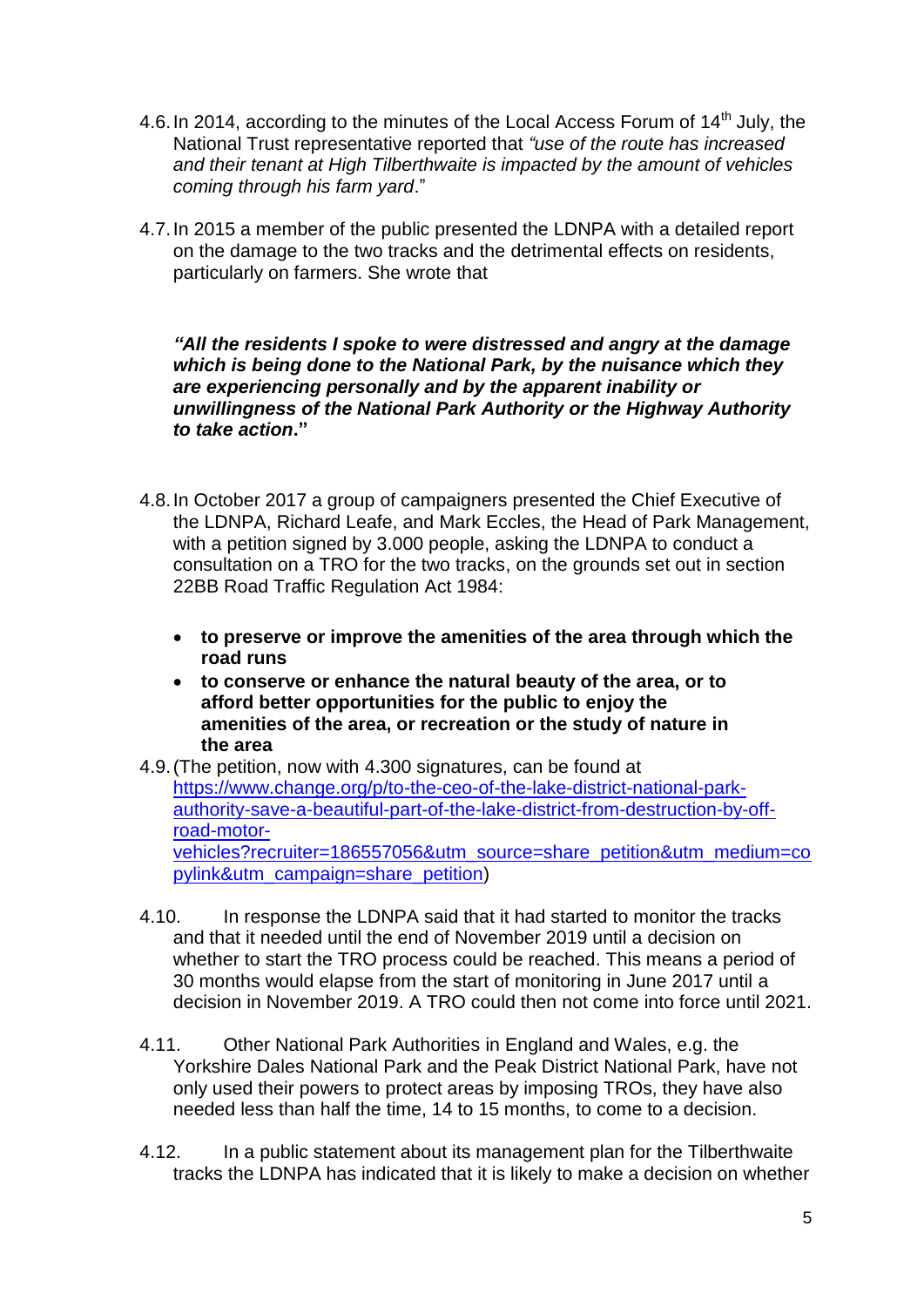4.6. In 2014, according to the minutes of the Local Access Forum of 14th July, the National Trust representative reported that *"use of the route has increased and their tenant at High Tilberthwaite is impacted by the amount of vehicles coming through his farm yard*."

4.7. In 2015 a member of the public presented the LDNPA with a detailed report on the damage to the two tracks and the detrimental effects on residents, particularly on farmers. She wrote that

> ***"All the residents I spoke to were distressed and angry at the damage which is being done to the National Park, by the nuisance which they are experiencing personally and by the apparent inability or unwillingness of the National Park Authority or the Highway Authority to take action*."**

4.8. In October 2017 a group of campaigners presented the Chief Executive of the LDNPA, Richard Leafe, and Mark Eccles, the Head of Park Management, with a petition signed by 3.000 people, asking the LDNPA to conduct a consultation on a TRO for the two tracks, on the grounds set out in section 22BB Road Traffic Regulation Act 1984:

- **to preserve or improve the amenities of the area through which the road runs**
- **to conserve or enhance the natural beauty of the area, or to afford better opportunities for the public to enjoy the amenities of the area, or recreation or the study of nature in the area**

4.9. (The petition, now with 4.300 signatures, can be found at [https://www.change.org/p/to-the-ceo-of-the-lake-district-national-park-authority-save-a-beautiful-part-of-the-lake-district-from-destruction-by-off-road-motor-vehicles?recruiter=186557056&utm_source=share_petition&utm_medium=copylink&utm_campaign=share_petition](https://www.change.org/p/to-the-ceo-of-the-lake-district-national-park-authority-save-a-beautiful-part-of-the-lake-district-from-destruction-by-off-road-motor-vehicles?recruiter=186557056&utm_source=share_petition&utm_medium=copylink&utm_campaign=share_petition))

4.10. In response the LDNPA said that it had started to monitor the tracks and that it needed until the end of November 2019 until a decision on whether to start the TRO process could be reached. This means a period of 30 months would elapse from the start of monitoring in June 2017 until a decision in November 2019. A TRO could then not come into force until 2021.

4.11. Other National Park Authorities in England and Wales, e.g. the Yorkshire Dales National Park and the Peak District National Park, have not only used their powers to protect areas by imposing TROs, they have also needed less than half the time, 14 to 15 months, to come to a decision.

4.12. In a public statement about its management plan for the Tilberthwaite tracks the LDNPA has indicated that it is likely to make a decision on whether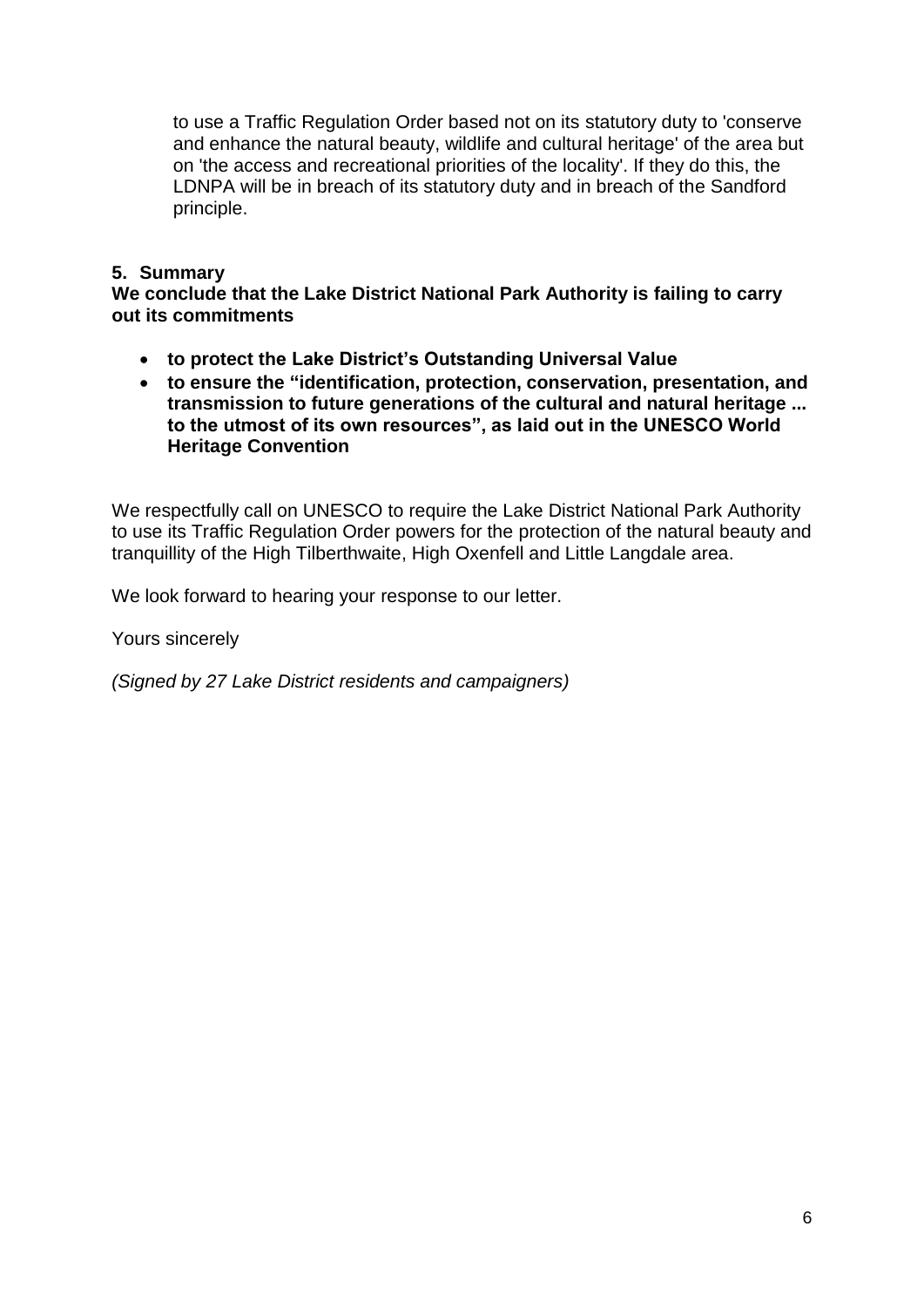to use a Traffic Regulation Order based not on its statutory duty to 'conserve and enhance the natural beauty, wildlife and cultural heritage' of the area but on 'the access and recreational priorities of the locality'. If they do this, the LDNPA will be in breach of its statutory duty and in breach of the Sandford principle.

## 5. Summary

**We conclude that the Lake District National Park Authority is failing to carry out its commitments**

- **to protect the Lake District's Outstanding Universal Value**
- **to ensure the "identification, protection, conservation, presentation, and transmission to future generations of the cultural and natural heritage ... to the utmost of its own resources", as laid out in the UNESCO World Heritage Convention**

We respectfully call on UNESCO to require the Lake District National Park Authority to use its Traffic Regulation Order powers for the protection of the natural beauty and tranquillity of the High Tilberthwaite, High Oxenfell and Little Langdale area.

We look forward to hearing your response to our letter.

Yours sincerely

*(Signed by 27 Lake District residents and campaigners)*